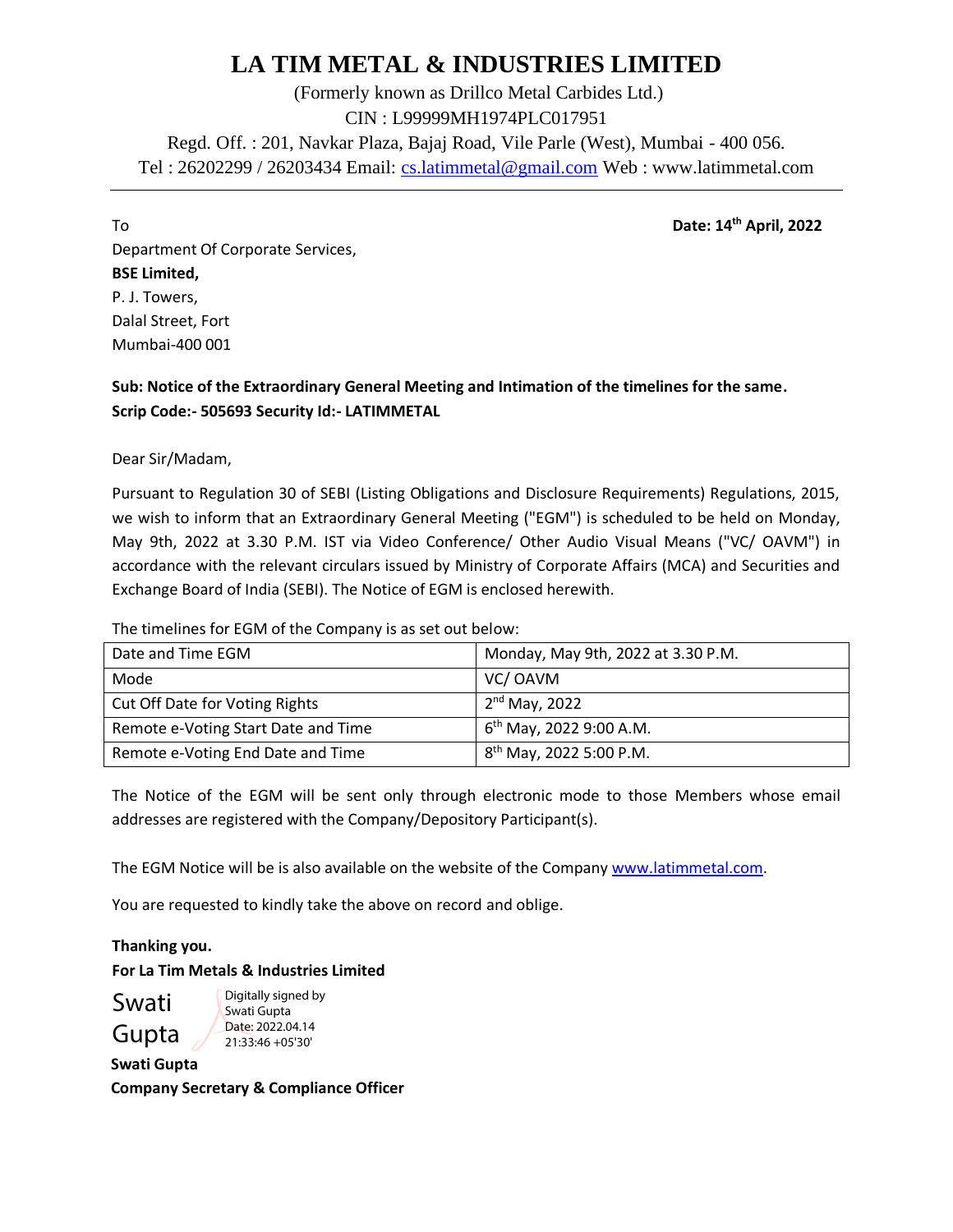# LA TIM METAL & INDUSTRIES LIMITED

(Formerly known as Drillco Metal Carbides Ltd.)
CIN : L99999MH1974PLC017951
Regd. Off. : 201, Navkar Plaza, Bajaj Road, Vile Parle (West), Mumbai - 400 056.
Tel : 26202299 / 26203434 Email: cs.latimmetal@gmail.com Web : www.latimmetal.com

---

**Date: 14th April, 2022**

To
Department Of Corporate Services,
**BSE Limited,**
P. J. Towers,
Dalal Street, Fort
Mumbai-400 001

**Sub: Notice of the Extraordinary General Meeting and Intimation of the timelines for the same.**
**Scrip Code:- 505693 Security Id:- LATIMMETAL**

Dear Sir/Madam,

Pursuant to Regulation 30 of SEBI (Listing Obligations and Disclosure Requirements) Regulations, 2015, we wish to inform that an Extraordinary General Meeting ("EGM") is scheduled to be held on Monday, May 9th, 2022 at 3.30 P.M. IST via Video Conference/ Other Audio Visual Means ("VC/ OAVM") in accordance with the relevant circulars issued by Ministry of Corporate Affairs (MCA) and Securities and Exchange Board of India (SEBI). The Notice of EGM is enclosed herewith.

The timelines for EGM of the Company is as set out below:

| Date and Time EGM | Monday, May 9th, 2022 at 3.30 P.M. |
|---|---|
| Mode | VC/ OAVM |
| Cut Off Date for Voting Rights | 2nd May, 2022 |
| Remote e-Voting Start Date and Time | 6th May, 2022 9:00 A.M. |
| Remote e-Voting End Date and Time | 8th May, 2022 5:00 P.M. |

The Notice of the EGM will be sent only through electronic mode to those Members whose email addresses are registered with the Company/Depository Participant(s).

The EGM Notice will be is also available on the website of the Company www.latimmetal.com.

You are requested to kindly take the above on record and oblige.

**Thanking you.**
**For La Tim Metals & Industries Limited**

Swati Gupta
Digitally signed by Swati Gupta
Date: 2022.04.14 21:33:46 +05'30'

**Swati Gupta**
**Company Secretary & Compliance Officer**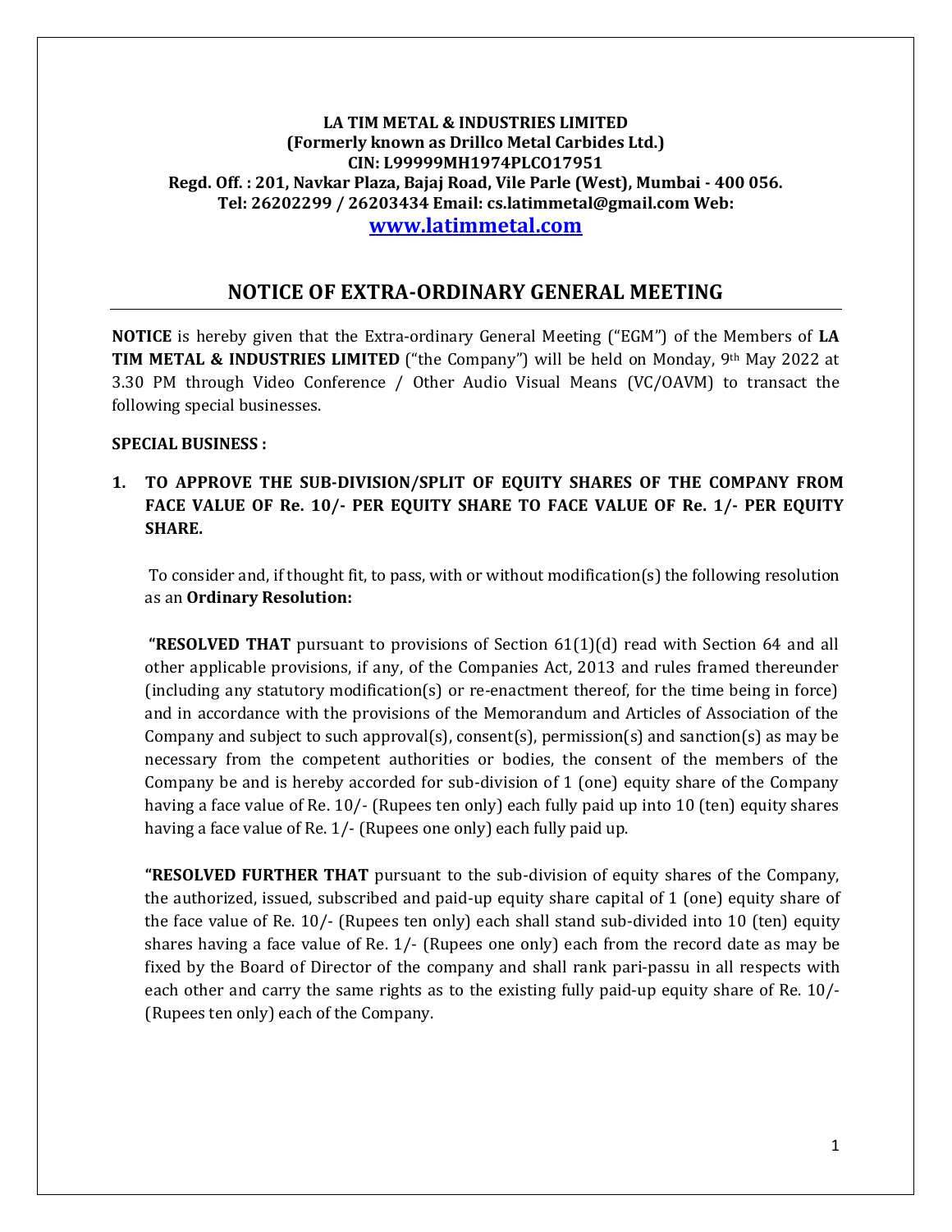**LA TIM METAL & INDUSTRIES LIMITED**
**(Formerly known as Drillco Metal Carbides Ltd.)**
**CIN: L99999MH1974PLCO17951**
**Regd. Off. : 201, Navkar Plaza, Bajaj Road, Vile Parle (West), Mumbai - 400 056.**
**Tel: 26202299 / 26203434 Email: cs.latimmetal@gmail.com Web: www.latimmetal.com**

## NOTICE OF EXTRA-ORDINARY GENERAL MEETING

**NOTICE** is hereby given that the Extra-ordinary General Meeting ("EGM") of the Members of **LA TIM METAL & INDUSTRIES LIMITED** ("the Company") will be held on Monday, 9th May 2022 at 3.30 PM through Video Conference / Other Audio Visual Means (VC/OAVM) to transact the following special businesses.

**SPECIAL BUSINESS :**

1. **TO APPROVE THE SUB-DIVISION/SPLIT OF EQUITY SHARES OF THE COMPANY FROM FACE VALUE OF Re. 10/- PER EQUITY SHARE TO FACE VALUE OF Re. 1/- PER EQUITY SHARE.**

   To consider and, if thought fit, to pass, with or without modification(s) the following resolution as an **Ordinary Resolution:**

   **"RESOLVED THAT** pursuant to provisions of Section 61(1)(d) read with Section 64 and all other applicable provisions, if any, of the Companies Act, 2013 and rules framed thereunder (including any statutory modification(s) or re-enactment thereof, for the time being in force) and in accordance with the provisions of the Memorandum and Articles of Association of the Company and subject to such approval(s), consent(s), permission(s) and sanction(s) as may be necessary from the competent authorities or bodies, the consent of the members of the Company be and is hereby accorded for sub-division of 1 (one) equity share of the Company having a face value of Re. 10/- (Rupees ten only) each fully paid up into 10 (ten) equity shares having a face value of Re. 1/- (Rupees one only) each fully paid up.

   **"RESOLVED FURTHER THAT** pursuant to the sub-division of equity shares of the Company, the authorized, issued, subscribed and paid-up equity share capital of 1 (one) equity share of the face value of Re. 10/- (Rupees ten only) each shall stand sub-divided into 10 (ten) equity shares having a face value of Re. 1/- (Rupees one only) each from the record date as may be fixed by the Board of Director of the company and shall rank pari-passu in all respects with each other and carry the same rights as to the existing fully paid-up equity share of Re. 10/- (Rupees ten only) each of the Company.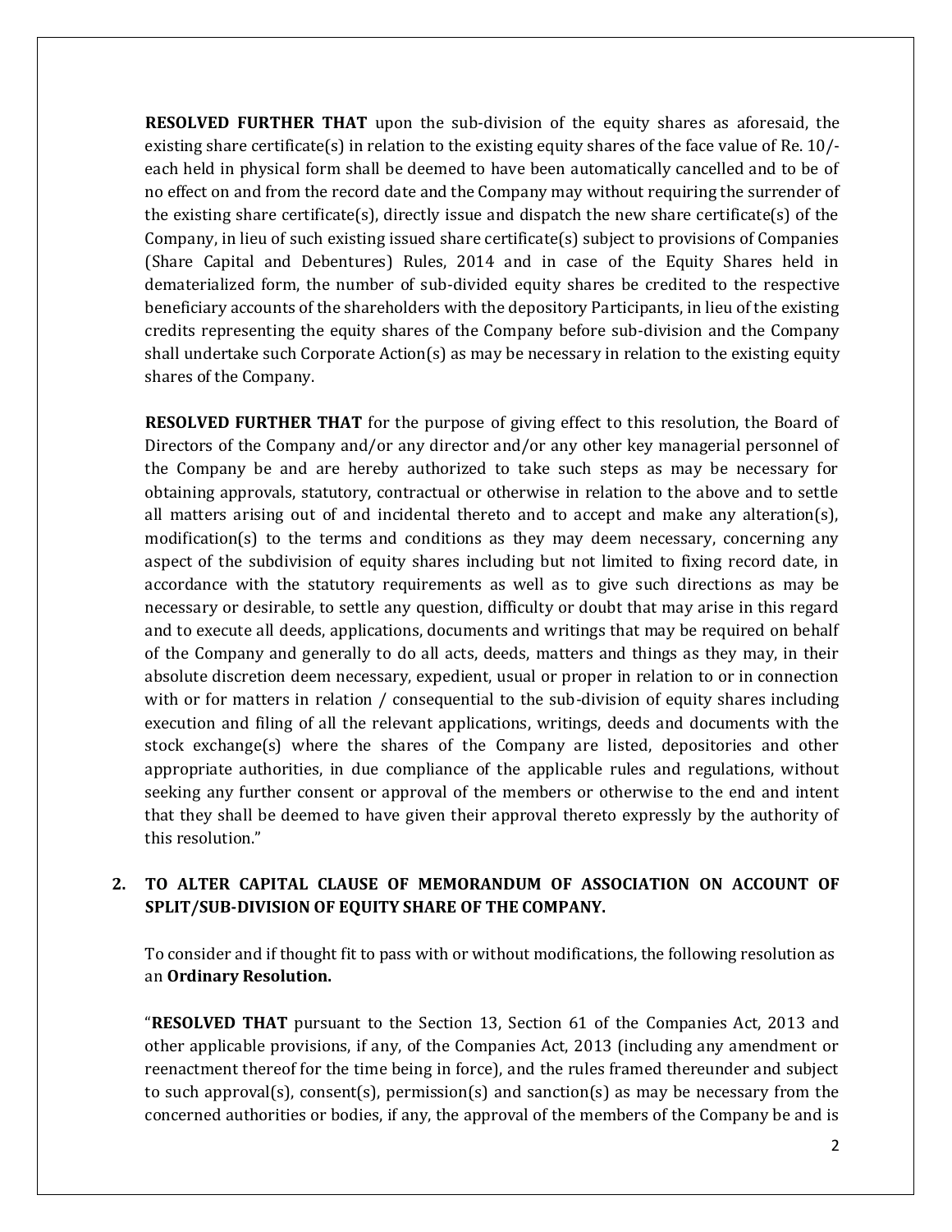**RESOLVED FURTHER THAT** upon the sub-division of the equity shares as aforesaid, the existing share certificate(s) in relation to the existing equity shares of the face value of Re. 10/- each held in physical form shall be deemed to have been automatically cancelled and to be of no effect on and from the record date and the Company may without requiring the surrender of the existing share certificate(s), directly issue and dispatch the new share certificate(s) of the Company, in lieu of such existing issued share certificate(s) subject to provisions of Companies (Share Capital and Debentures) Rules, 2014 and in case of the Equity Shares held in dematerialized form, the number of sub-divided equity shares be credited to the respective beneficiary accounts of the shareholders with the depository Participants, in lieu of the existing credits representing the equity shares of the Company before sub-division and the Company shall undertake such Corporate Action(s) as may be necessary in relation to the existing equity shares of the Company.

**RESOLVED FURTHER THAT** for the purpose of giving effect to this resolution, the Board of Directors of the Company and/or any director and/or any other key managerial personnel of the Company be and are hereby authorized to take such steps as may be necessary for obtaining approvals, statutory, contractual or otherwise in relation to the above and to settle all matters arising out of and incidental thereto and to accept and make any alteration(s), modification(s) to the terms and conditions as they may deem necessary, concerning any aspect of the subdivision of equity shares including but not limited to fixing record date, in accordance with the statutory requirements as well as to give such directions as may be necessary or desirable, to settle any question, difficulty or doubt that may arise in this regard and to execute all deeds, applications, documents and writings that may be required on behalf of the Company and generally to do all acts, deeds, matters and things as they may, in their absolute discretion deem necessary, expedient, usual or proper in relation to or in connection with or for matters in relation / consequential to the sub-division of equity shares including execution and filing of all the relevant applications, writings, deeds and documents with the stock exchange(s) where the shares of the Company are listed, depositories and other appropriate authorities, in due compliance of the applicable rules and regulations, without seeking any further consent or approval of the members or otherwise to the end and intent that they shall be deemed to have given their approval thereto expressly by the authority of this resolution."

**2. TO ALTER CAPITAL CLAUSE OF MEMORANDUM OF ASSOCIATION ON ACCOUNT OF SPLIT/SUB-DIVISION OF EQUITY SHARE OF THE COMPANY.**

To consider and if thought fit to pass with or without modifications, the following resolution as an **Ordinary Resolution.**

"**RESOLVED THAT** pursuant to the Section 13, Section 61 of the Companies Act, 2013 and other applicable provisions, if any, of the Companies Act, 2013 (including any amendment or reenactment thereof for the time being in force), and the rules framed thereunder and subject to such approval(s), consent(s), permission(s) and sanction(s) as may be necessary from the concerned authorities or bodies, if any, the approval of the members of the Company be and is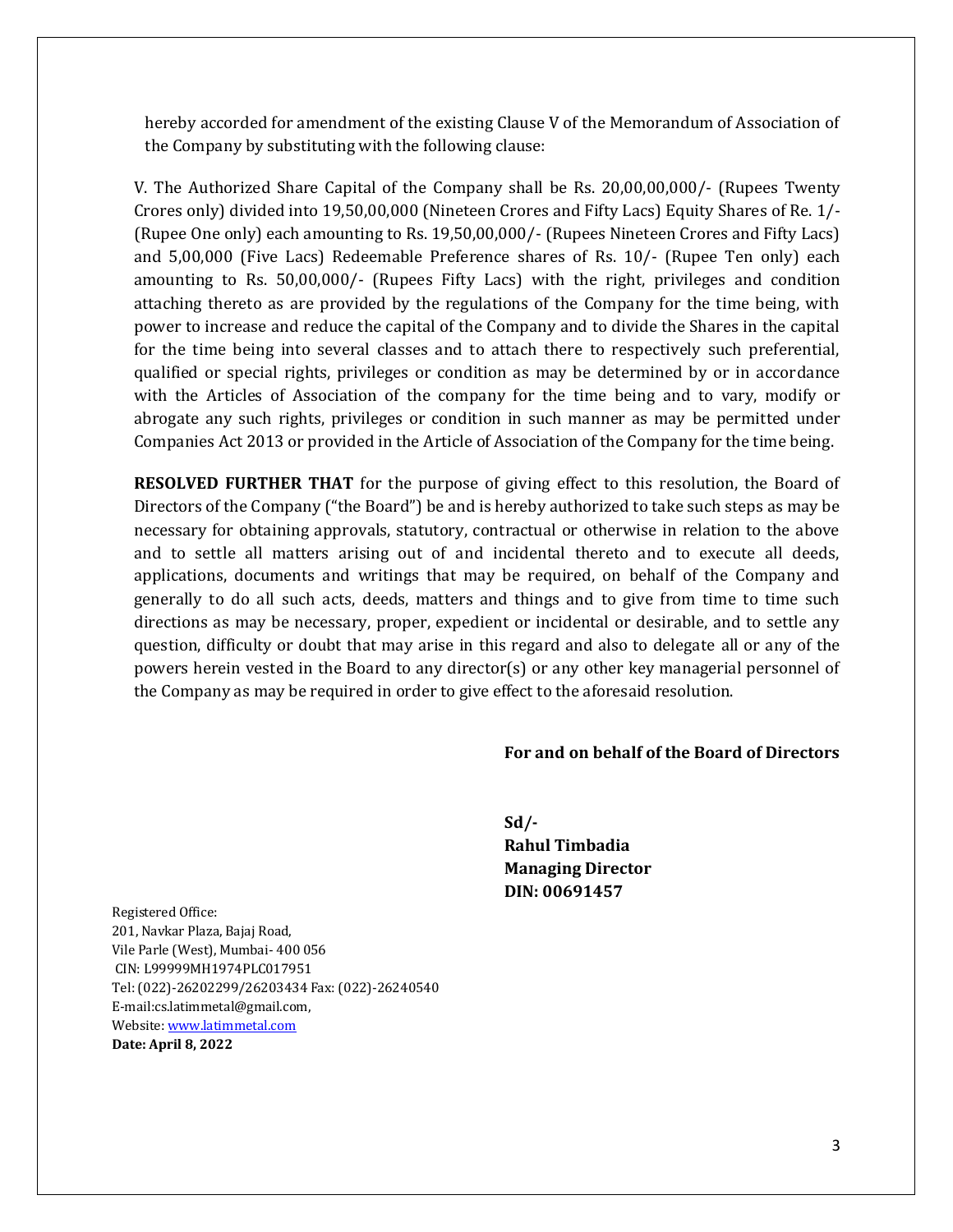hereby accorded for amendment of the existing Clause V of the Memorandum of Association of the Company by substituting with the following clause:

V. The Authorized Share Capital of the Company shall be Rs. 20,00,00,000/- (Rupees Twenty Crores only) divided into 19,50,00,000 (Nineteen Crores and Fifty Lacs) Equity Shares of Re. 1/- (Rupee One only) each amounting to Rs. 19,50,00,000/- (Rupees Nineteen Crores and Fifty Lacs) and 5,00,000 (Five Lacs) Redeemable Preference shares of Rs. 10/- (Rupee Ten only) each amounting to Rs. 50,00,000/- (Rupees Fifty Lacs) with the right, privileges and condition attaching thereto as are provided by the regulations of the Company for the time being, with power to increase and reduce the capital of the Company and to divide the Shares in the capital for the time being into several classes and to attach there to respectively such preferential, qualified or special rights, privileges or condition as may be determined by or in accordance with the Articles of Association of the company for the time being and to vary, modify or abrogate any such rights, privileges or condition in such manner as may be permitted under Companies Act 2013 or provided in the Article of Association of the Company for the time being.

**RESOLVED FURTHER THAT** for the purpose of giving effect to this resolution, the Board of Directors of the Company ("the Board") be and is hereby authorized to take such steps as may be necessary for obtaining approvals, statutory, contractual or otherwise in relation to the above and to settle all matters arising out of and incidental thereto and to execute all deeds, applications, documents and writings that may be required, on behalf of the Company and generally to do all such acts, deeds, matters and things and to give from time to time such directions as may be necessary, proper, expedient or incidental or desirable, and to settle any question, difficulty or doubt that may arise in this regard and also to delegate all or any of the powers herein vested in the Board to any director(s) or any other key managerial personnel of the Company as may be required in order to give effect to the aforesaid resolution.

**For and on behalf of the Board of Directors**

**Sd/-**
**Rahul Timbadia**
**Managing Director**
**DIN: 00691457**

Registered Office:
201, Navkar Plaza, Bajaj Road,
Vile Parle (West), Mumbai- 400 056
CIN: L99999MH1974PLC017951
Tel: (022)-26202299/26203434 Fax: (022)-26240540
E-mail:cs.latimmetal@gmail.com,
Website: www.latimmetal.com
**Date: April 8, 2022**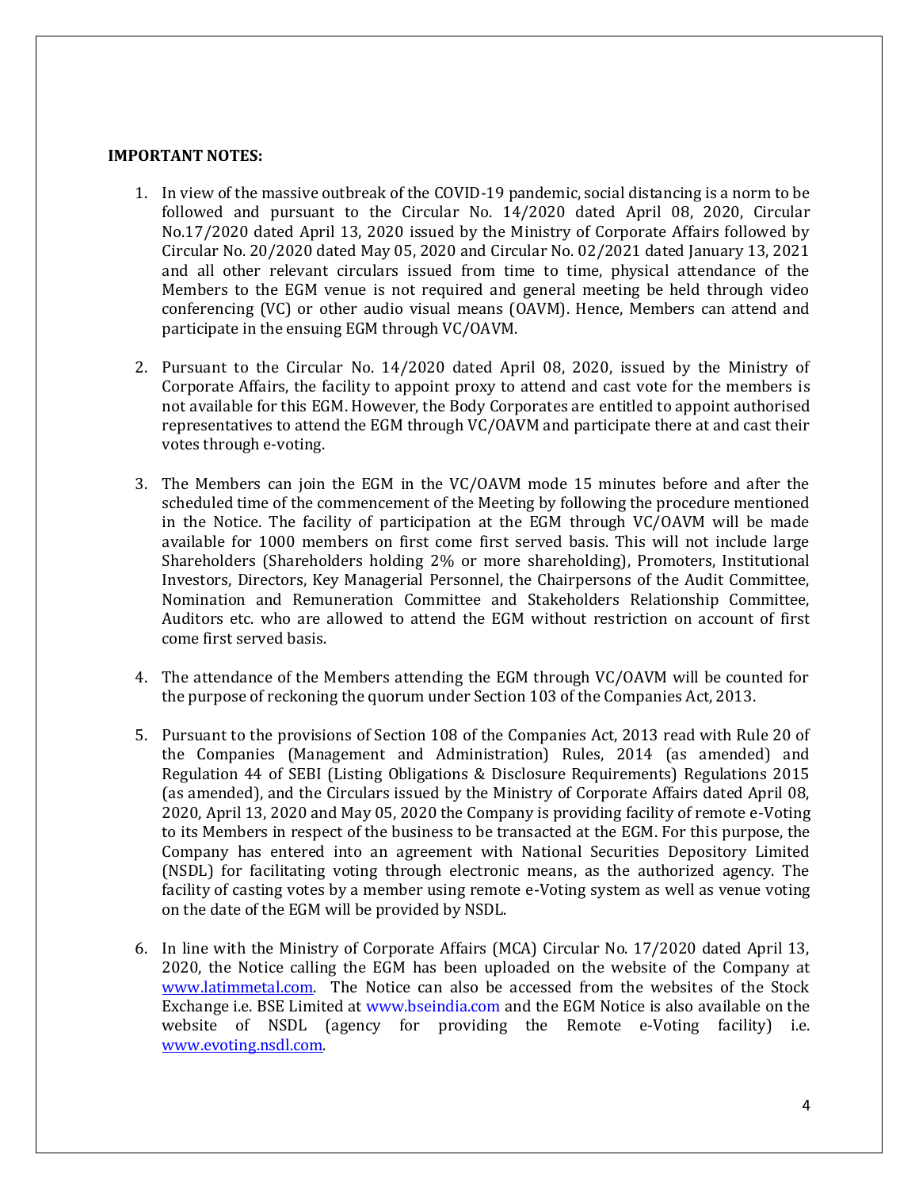**IMPORTANT NOTES:**

1. In view of the massive outbreak of the COVID-19 pandemic, social distancing is a norm to be followed and pursuant to the Circular No. 14/2020 dated April 08, 2020, Circular No.17/2020 dated April 13, 2020 issued by the Ministry of Corporate Affairs followed by Circular No. 20/2020 dated May 05, 2020 and Circular No. 02/2021 dated January 13, 2021 and all other relevant circulars issued from time to time, physical attendance of the Members to the EGM venue is not required and general meeting be held through video conferencing (VC) or other audio visual means (OAVM). Hence, Members can attend and participate in the ensuing EGM through VC/OAVM.

2. Pursuant to the Circular No. 14/2020 dated April 08, 2020, issued by the Ministry of Corporate Affairs, the facility to appoint proxy to attend and cast vote for the members is not available for this EGM. However, the Body Corporates are entitled to appoint authorised representatives to attend the EGM through VC/OAVM and participate there at and cast their votes through e-voting.

3. The Members can join the EGM in the VC/OAVM mode 15 minutes before and after the scheduled time of the commencement of the Meeting by following the procedure mentioned in the Notice. The facility of participation at the EGM through VC/OAVM will be made available for 1000 members on first come first served basis. This will not include large Shareholders (Shareholders holding 2% or more shareholding), Promoters, Institutional Investors, Directors, Key Managerial Personnel, the Chairpersons of the Audit Committee, Nomination and Remuneration Committee and Stakeholders Relationship Committee, Auditors etc. who are allowed to attend the EGM without restriction on account of first come first served basis.

4. The attendance of the Members attending the EGM through VC/OAVM will be counted for the purpose of reckoning the quorum under Section 103 of the Companies Act, 2013.

5. Pursuant to the provisions of Section 108 of the Companies Act, 2013 read with Rule 20 of the Companies (Management and Administration) Rules, 2014 (as amended) and Regulation 44 of SEBI (Listing Obligations & Disclosure Requirements) Regulations 2015 (as amended), and the Circulars issued by the Ministry of Corporate Affairs dated April 08, 2020, April 13, 2020 and May 05, 2020 the Company is providing facility of remote e-Voting to its Members in respect of the business to be transacted at the EGM. For this purpose, the Company has entered into an agreement with National Securities Depository Limited (NSDL) for facilitating voting through electronic means, as the authorized agency. The facility of casting votes by a member using remote e-Voting system as well as venue voting on the date of the EGM will be provided by NSDL.

6. In line with the Ministry of Corporate Affairs (MCA) Circular No. 17/2020 dated April 13, 2020, the Notice calling the EGM has been uploaded on the website of the Company at www.latimmetal.com. The Notice can also be accessed from the websites of the Stock Exchange i.e. BSE Limited at www.bseindia.com and the EGM Notice is also available on the website of NSDL (agency for providing the Remote e-Voting facility) i.e. www.evoting.nsdl.com.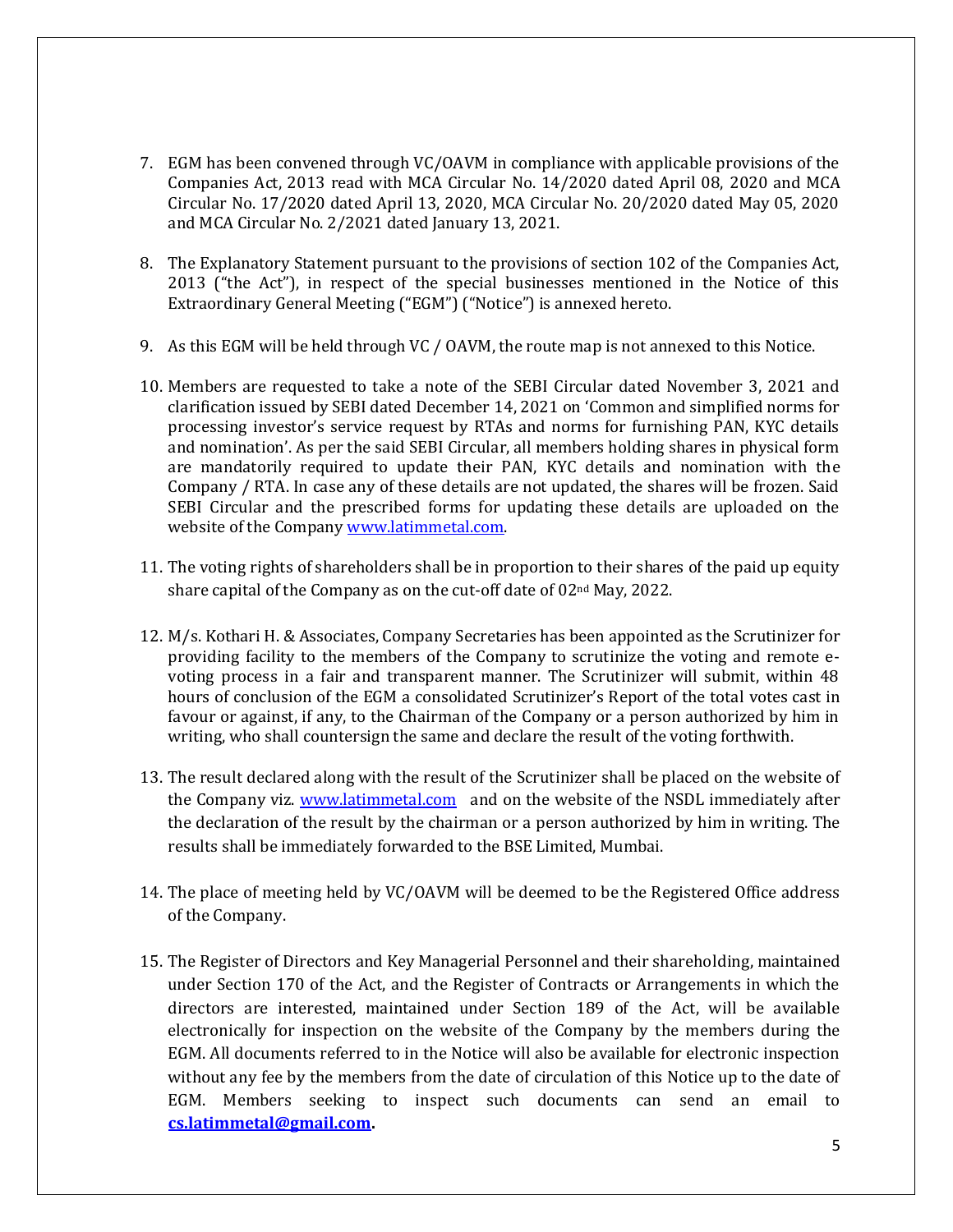7. EGM has been convened through VC/OAVM in compliance with applicable provisions of the Companies Act, 2013 read with MCA Circular No. 14/2020 dated April 08, 2020 and MCA Circular No. 17/2020 dated April 13, 2020, MCA Circular No. 20/2020 dated May 05, 2020 and MCA Circular No. 2/2021 dated January 13, 2021.

8. The Explanatory Statement pursuant to the provisions of section 102 of the Companies Act, 2013 ("the Act"), in respect of the special businesses mentioned in the Notice of this Extraordinary General Meeting ("EGM") ("Notice") is annexed hereto.

9. As this EGM will be held through VC / OAVM, the route map is not annexed to this Notice.

10. Members are requested to take a note of the SEBI Circular dated November 3, 2021 and clarification issued by SEBI dated December 14, 2021 on 'Common and simplified norms for processing investor's service request by RTAs and norms for furnishing PAN, KYC details and nomination'. As per the said SEBI Circular, all members holding shares in physical form are mandatorily required to update their PAN, KYC details and nomination with the Company / RTA. In case any of these details are not updated, the shares will be frozen. Said SEBI Circular and the prescribed forms for updating these details are uploaded on the website of the Company [www.latimmetal.com](http://www.latimmetal.com).

11. The voting rights of shareholders shall be in proportion to their shares of the paid up equity share capital of the Company as on the cut-off date of 02nd May, 2022.

12. M/s. Kothari H. & Associates, Company Secretaries has been appointed as the Scrutinizer for providing facility to the members of the Company to scrutinize the voting and remote e-voting process in a fair and transparent manner. The Scrutinizer will submit, within 48 hours of conclusion of the EGM a consolidated Scrutinizer's Report of the total votes cast in favour or against, if any, to the Chairman of the Company or a person authorized by him in writing, who shall countersign the same and declare the result of the voting forthwith.

13. The result declared along with the result of the Scrutinizer shall be placed on the website of the Company viz. [www.latimmetal.com](http://www.latimmetal.com) and on the website of the NSDL immediately after the declaration of the result by the chairman or a person authorized by him in writing. The results shall be immediately forwarded to the BSE Limited, Mumbai.

14. The place of meeting held by VC/OAVM will be deemed to be the Registered Office address of the Company.

15. The Register of Directors and Key Managerial Personnel and their shareholding, maintained under Section 170 of the Act, and the Register of Contracts or Arrangements in which the directors are interested, maintained under Section 189 of the Act, will be available electronically for inspection on the website of the Company by the members during the EGM. All documents referred to in the Notice will also be available for electronic inspection without any fee by the members from the date of circulation of this Notice up to the date of EGM. Members seeking to inspect such documents can send an email to **[cs.latimmetal@gmail.com](mailto:cs.latimmetal@gmail.com).**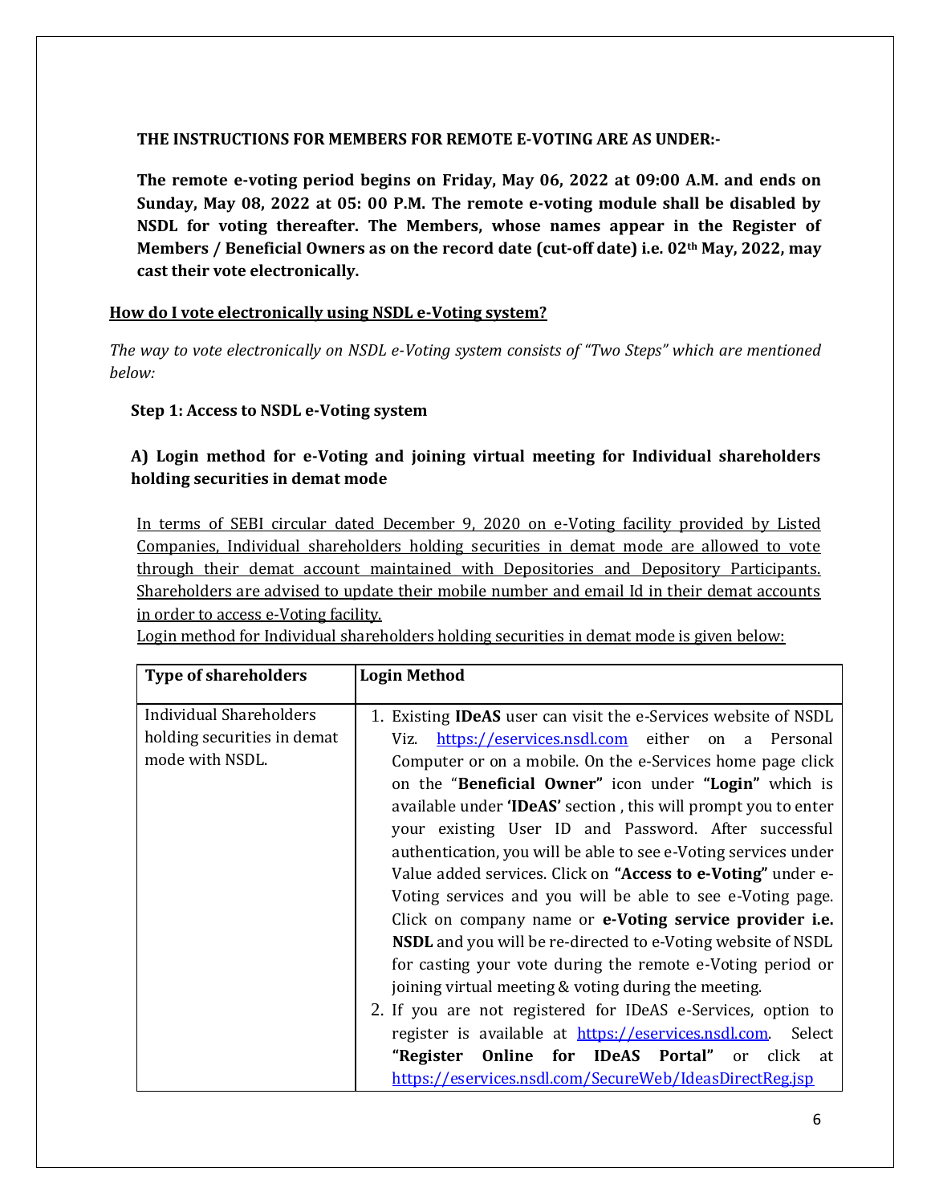**THE INSTRUCTIONS FOR MEMBERS FOR REMOTE E-VOTING ARE AS UNDER:-**

**The remote e-voting period begins on Friday, May 06, 2022 at 09:00 A.M. and ends on Sunday, May 08, 2022 at 05: 00 P.M. The remote e-voting module shall be disabled by NSDL for voting thereafter. The Members, whose names appear in the Register of Members / Beneficial Owners as on the record date (cut-off date) i.e. 02th May, 2022, may cast their vote electronically.**

## How do I vote electronically using NSDL e-Voting system?

*The way to vote electronically on NSDL e-Voting system consists of "Two Steps" which are mentioned below:*

### Step 1: Access to NSDL e-Voting system

### A) Login method for e-Voting and joining virtual meeting for Individual shareholders holding securities in demat mode

In terms of SEBI circular dated December 9, 2020 on e-Voting facility provided by Listed Companies, Individual shareholders holding securities in demat mode are allowed to vote through their demat account maintained with Depositories and Depository Participants. Shareholders are advised to update their mobile number and email Id in their demat accounts in order to access e-Voting facility.

Login method for Individual shareholders holding securities in demat mode is given below:

| Type of shareholders | Login Method |
|---|---|
| Individual Shareholders holding securities in demat mode with NSDL. | 1. Existing **IDeAS** user can visit the e-Services website of NSDL Viz. https://eservices.nsdl.com either on a Personal Computer or on a mobile. On the e-Services home page click on the "**Beneficial Owner"** icon under **"Login"** which is available under **'IDeAS'** section , this will prompt you to enter your existing User ID and Password. After successful authentication, you will be able to see e-Voting services under Value added services. Click on **"Access to e-Voting"** under e-Voting services and you will be able to see e-Voting page. Click on company name or **e-Voting service provider i.e. NSDL** and you will be re-directed to e-Voting website of NSDL for casting your vote during the remote e-Voting period or joining virtual meeting & voting during the meeting.<br>2. If you are not registered for IDeAS e-Services, option to register is available at https://eservices.nsdl.com. Select **"Register Online for IDeAS Portal"** or click at https://eservices.nsdl.com/SecureWeb/IdeasDirectReg.jsp |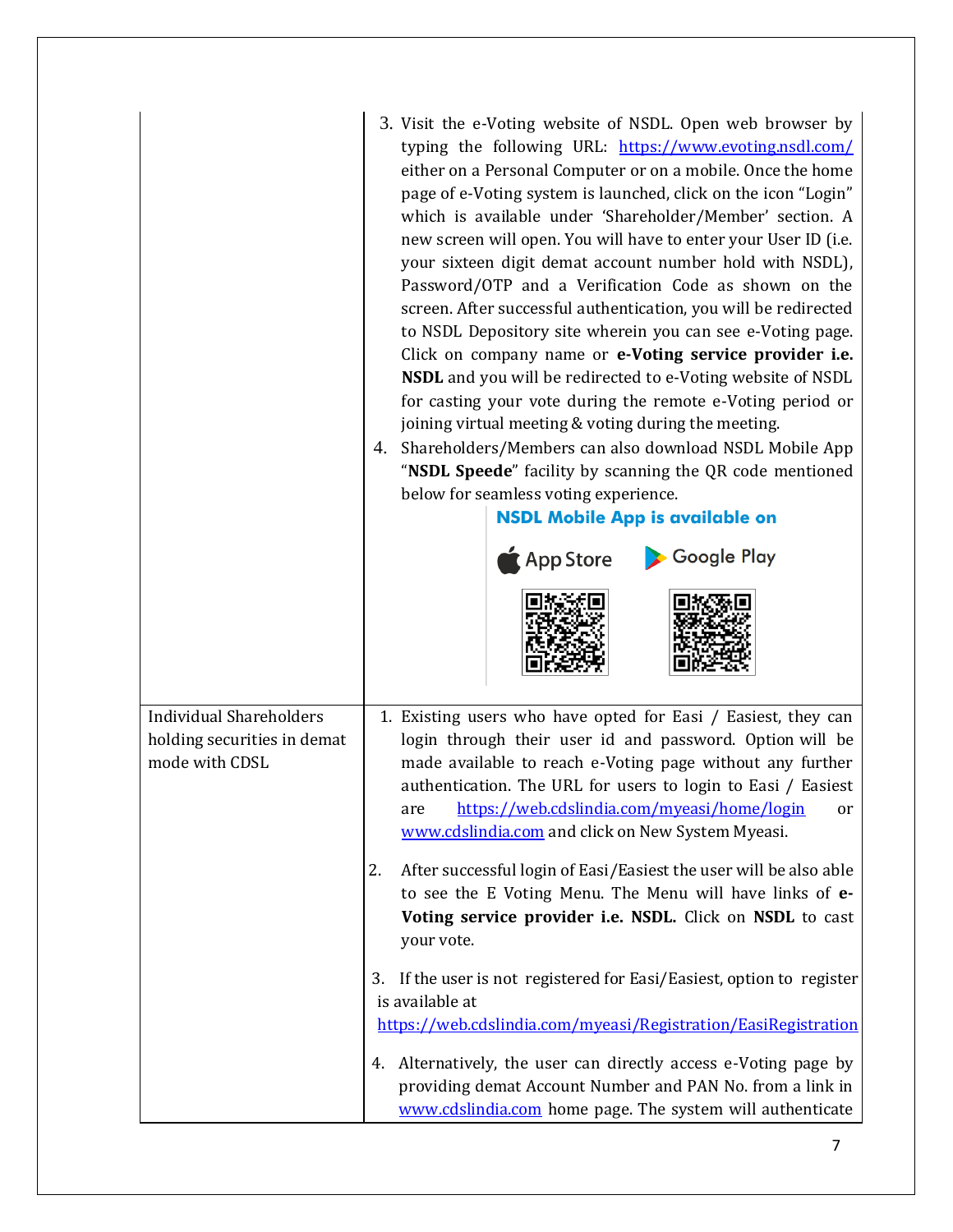| | |
|---|---|
| | 3. Visit the e-Voting website of NSDL. Open web browser by typing the following URL: https://www.evoting.nsdl.com/ either on a Personal Computer or on a mobile. Once the home page of e-Voting system is launched, click on the icon "Login" which is available under 'Shareholder/Member' section. A new screen will open. You will have to enter your User ID (i.e. your sixteen digit demat account number hold with NSDL), Password/OTP and a Verification Code as shown on the screen. After successful authentication, you will be redirected to NSDL Depository site wherein you can see e-Voting page. Click on company name or **e-Voting service provider i.e. NSDL** and you will be redirected to e-Voting website of NSDL for casting your vote during the remote e-Voting period or joining virtual meeting & voting during the meeting.<br>4. Shareholders/Members can also download NSDL Mobile App "**NSDL Speede**" facility by scanning the QR code mentioned below for seamless voting experience.<br>**NSDL Mobile App is available on**<br>App Store Google Play |
| Individual Shareholders holding securities in demat mode with CDSL | 1. Existing users who have opted for Easi / Easiest, they can login through their user id and password. Option will be made available to reach e-Voting page without any further authentication. The URL for users to login to Easi / Easiest are https://web.cdslindia.com/myeasi/home/login or www.cdslindia.com and click on New System Myeasi.<br>2. After successful login of Easi/Easiest the user will be also able to see the E Voting Menu. The Menu will have links of **e-Voting service provider i.e. NSDL.** Click on **NSDL** to cast your vote.<br>3. If the user is not registered for Easi/Easiest, option to register is available at https://web.cdslindia.com/myeasi/Registration/EasiRegistration<br>4. Alternatively, the user can directly access e-Voting page by providing demat Account Number and PAN No. from a link in www.cdslindia.com home page. The system will authenticate |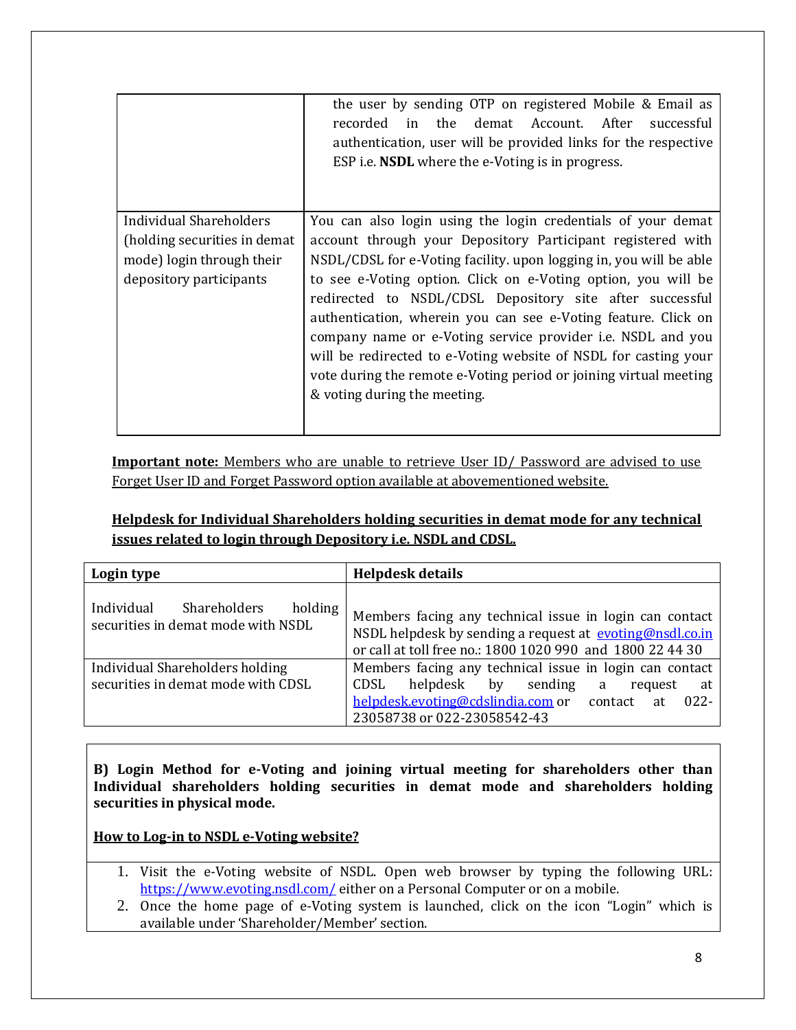| | |
|---|---|
| | the user by sending OTP on registered Mobile & Email as recorded in the demat Account. After successful authentication, user will be provided links for the respective ESP i.e. **NSDL** where the e-Voting is in progress. |
| Individual Shareholders (holding securities in demat mode) login through their depository participants | You can also login using the login credentials of your demat account through your Depository Participant registered with NSDL/CDSL for e-Voting facility. upon logging in, you will be able to see e-Voting option. Click on e-Voting option, you will be redirected to NSDL/CDSL Depository site after successful authentication, wherein you can see e-Voting feature. Click on company name or e-Voting service provider i.e. NSDL and you will be redirected to e-Voting website of NSDL for casting your vote during the remote e-Voting period or joining virtual meeting & voting during the meeting. |

**Important note:** Members who are unable to retrieve User ID/ Password are advised to use Forget User ID and Forget Password option available at abovementioned website.

**Helpdesk for Individual Shareholders holding securities in demat mode for any technical issues related to login through Depository i.e. NSDL and CDSL.**

| **Login type** | **Helpdesk details** |
|---|---|
| Individual Shareholders holding securities in demat mode with NSDL | Members facing any technical issue in login can contact NSDL helpdesk by sending a request at evoting@nsdl.co.in or call at toll free no.: 1800 1020 990 and 1800 22 44 30 |
| Individual Shareholders holding securities in demat mode with CDSL | Members facing any technical issue in login can contact CDSL helpdesk by sending a request at helpdesk.evoting@cdslindia.com or contact at 022-23058738 or 022-23058542-43 |

**B) Login Method for e-Voting and joining virtual meeting for shareholders other than Individual shareholders holding securities in demat mode and shareholders holding securities in physical mode.**

**How to Log-in to NSDL e-Voting website?**

1. Visit the e-Voting website of NSDL. Open web browser by typing the following URL: https://www.evoting.nsdl.com/ either on a Personal Computer or on a mobile.
2. Once the home page of e-Voting system is launched, click on the icon "Login" which is available under 'Shareholder/Member' section.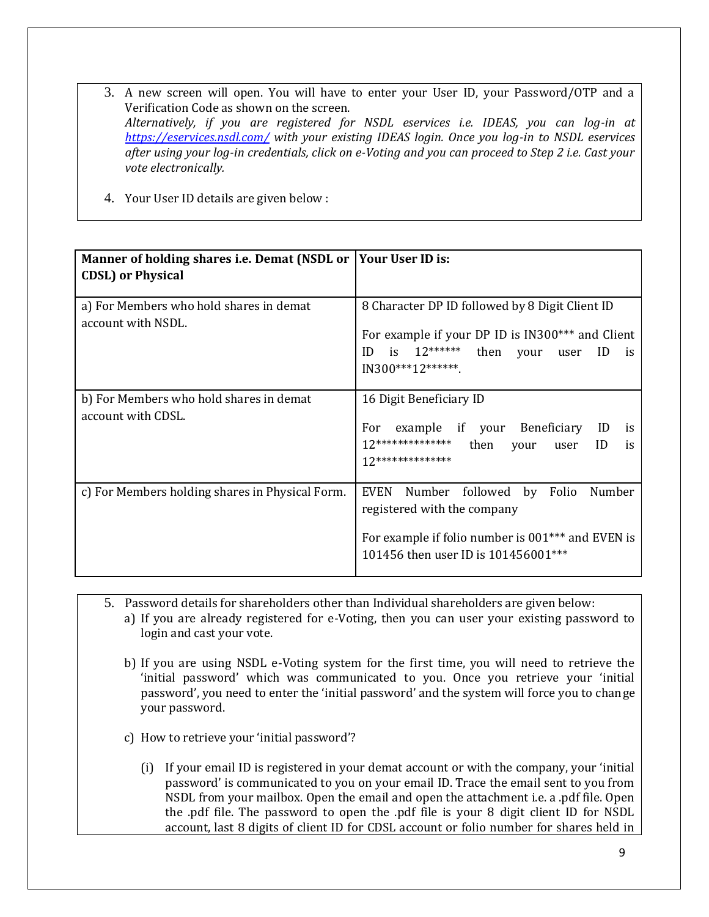3. A new screen will open. You will have to enter your User ID, your Password/OTP and a Verification Code as shown on the screen.
   *Alternatively, if you are registered for NSDL eservices i.e. IDEAS, you can log-in at [https://eservices.nsdl.com/](https://eservices.nsdl.com/) with your existing IDEAS login. Once you log-in to NSDL eservices after using your log-in credentials, click on e-Voting and you can proceed to Step 2 i.e. Cast your vote electronically.*

4. Your User ID details are given below :

| **Manner of holding shares i.e. Demat (NSDL or CDSL) or Physical** | **Your User ID is:** |
|---|---|
| a) For Members who hold shares in demat account with NSDL. | 8 Character DP ID followed by 8 Digit Client ID<br><br>For example if your DP ID is IN300*** and Client ID is 12****** then your user ID is IN300***12******. |
| b) For Members who hold shares in demat account with CDSL. | 16 Digit Beneficiary ID<br><br>For example if your Beneficiary ID is 12************** then your user ID is 12************** |
| c) For Members holding shares in Physical Form. | EVEN Number followed by Folio Number registered with the company<br><br>For example if folio number is 001*** and EVEN is 101456 then user ID is 101456001*** |

5. Password details for shareholders other than Individual shareholders are given below:
   a) If you are already registered for e-Voting, then you can user your existing password to login and cast your vote.

   b) If you are using NSDL e-Voting system for the first time, you will need to retrieve the 'initial password' which was communicated to you. Once you retrieve your 'initial password', you need to enter the 'initial password' and the system will force you to change your password.

   c) How to retrieve your 'initial password'?

      (i) If your email ID is registered in your demat account or with the company, your 'initial password' is communicated to you on your email ID. Trace the email sent to you from NSDL from your mailbox. Open the email and open the attachment i.e. a .pdf file. Open the .pdf file. The password to open the .pdf file is your 8 digit client ID for NSDL account, last 8 digits of client ID for CDSL account or folio number for shares held in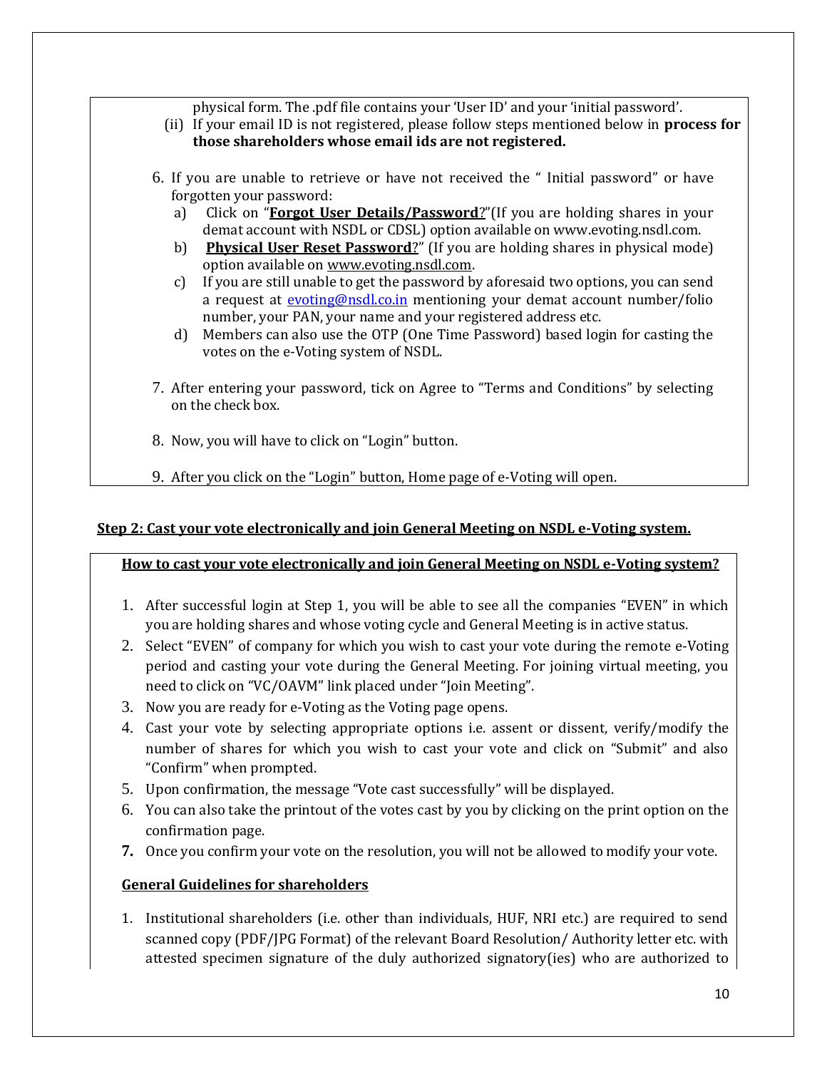physical form. The .pdf file contains your 'User ID' and your 'initial password'.

(ii) If your email ID is not registered, please follow steps mentioned below in **process for those shareholders whose email ids are not registered.**

6. If you are unable to retrieve or have not received the " Initial password" or have forgotten your password:
   a) Click on "**Forgot User Details/Password**?"(If you are holding shares in your demat account with NSDL or CDSL) option available on www.evoting.nsdl.com.
   b) **Physical User Reset Password**?" (If you are holding shares in physical mode) option available on www.evoting.nsdl.com.
   c) If you are still unable to get the password by aforesaid two options, you can send a request at evoting@nsdl.co.in mentioning your demat account number/folio number, your PAN, your name and your registered address etc.
   d) Members can also use the OTP (One Time Password) based login for casting the votes on the e-Voting system of NSDL.

7. After entering your password, tick on Agree to "Terms and Conditions" by selecting on the check box.

8. Now, you will have to click on "Login" button.

9. After you click on the "Login" button, Home page of e-Voting will open.

**Step 2: Cast your vote electronically and join General Meeting on NSDL e-Voting system.**

**How to cast your vote electronically and join General Meeting on NSDL e-Voting system?**

1. After successful login at Step 1, you will be able to see all the companies "EVEN" in which you are holding shares and whose voting cycle and General Meeting is in active status.
2. Select "EVEN" of company for which you wish to cast your vote during the remote e-Voting period and casting your vote during the General Meeting. For joining virtual meeting, you need to click on "VC/OAVM" link placed under "Join Meeting".
3. Now you are ready for e-Voting as the Voting page opens.
4. Cast your vote by selecting appropriate options i.e. assent or dissent, verify/modify the number of shares for which you wish to cast your vote and click on "Submit" and also "Confirm" when prompted.
5. Upon confirmation, the message "Vote cast successfully" will be displayed.
6. You can also take the printout of the votes cast by you by clicking on the print option on the confirmation page.
7. Once you confirm your vote on the resolution, you will not be allowed to modify your vote.

**General Guidelines for shareholders**

1. Institutional shareholders (i.e. other than individuals, HUF, NRI etc.) are required to send scanned copy (PDF/JPG Format) of the relevant Board Resolution/ Authority letter etc. with attested specimen signature of the duly authorized signatory(ies) who are authorized to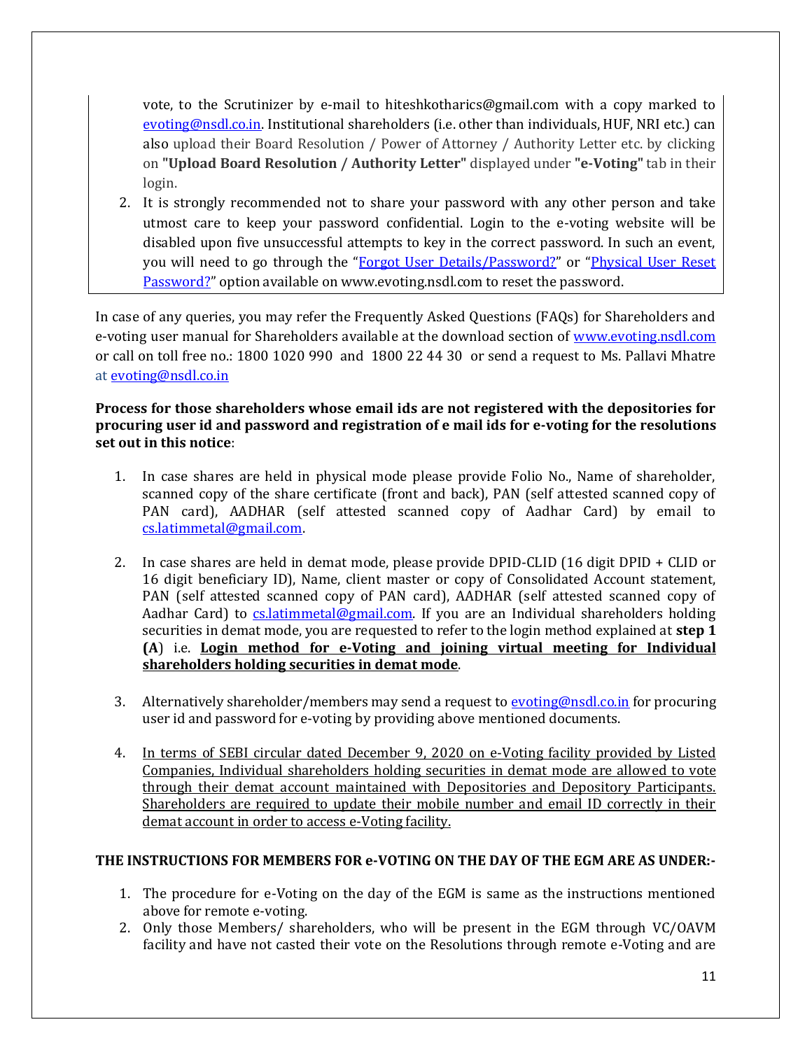vote, to the Scrutinizer by e-mail to hiteshkotharics@gmail.com with a copy marked to evoting@nsdl.co.in. Institutional shareholders (i.e. other than individuals, HUF, NRI etc.) can also upload their Board Resolution / Power of Attorney / Authority Letter etc. by clicking on **"Upload Board Resolution / Authority Letter"** displayed under **"e-Voting"** tab in their login.

2. It is strongly recommended not to share your password with any other person and take utmost care to keep your password confidential. Login to the e-voting website will be disabled upon five unsuccessful attempts to key in the correct password. In such an event, you will need to go through the "Forgot User Details/Password?" or "Physical User Reset Password?" option available on www.evoting.nsdl.com to reset the password.

In case of any queries, you may refer the Frequently Asked Questions (FAQs) for Shareholders and e-voting user manual for Shareholders available at the download section of www.evoting.nsdl.com or call on toll free no.: 1800 1020 990 and 1800 22 44 30 or send a request to Ms. Pallavi Mhatre at evoting@nsdl.co.in

**Process for those shareholders whose email ids are not registered with the depositories for procuring user id and password and registration of e mail ids for e-voting for the resolutions set out in this notice**:

1. In case shares are held in physical mode please provide Folio No., Name of shareholder, scanned copy of the share certificate (front and back), PAN (self attested scanned copy of PAN card), AADHAR (self attested scanned copy of Aadhar Card) by email to cs.latimmetal@gmail.com.

2. In case shares are held in demat mode, please provide DPID-CLID (16 digit DPID + CLID or 16 digit beneficiary ID), Name, client master or copy of Consolidated Account statement, PAN (self attested scanned copy of PAN card), AADHAR (self attested scanned copy of Aadhar Card) to cs.latimmetal@gmail.com. If you are an Individual shareholders holding securities in demat mode, you are requested to refer to the login method explained at **step 1 (A**) i.e. **Login method for e-Voting and joining virtual meeting for Individual shareholders holding securities in demat mode**.

3. Alternatively shareholder/members may send a request to evoting@nsdl.co.in for procuring user id and password for e-voting by providing above mentioned documents.

4. In terms of SEBI circular dated December 9, 2020 on e-Voting facility provided by Listed Companies, Individual shareholders holding securities in demat mode are allowed to vote through their demat account maintained with Depositories and Depository Participants. Shareholders are required to update their mobile number and email ID correctly in their demat account in order to access e-Voting facility.

**THE INSTRUCTIONS FOR MEMBERS FOR e-VOTING ON THE DAY OF THE EGM ARE AS UNDER:-**

1. The procedure for e-Voting on the day of the EGM is same as the instructions mentioned above for remote e-voting.
2. Only those Members/ shareholders, who will be present in the EGM through VC/OAVM facility and have not casted their vote on the Resolutions through remote e-Voting and are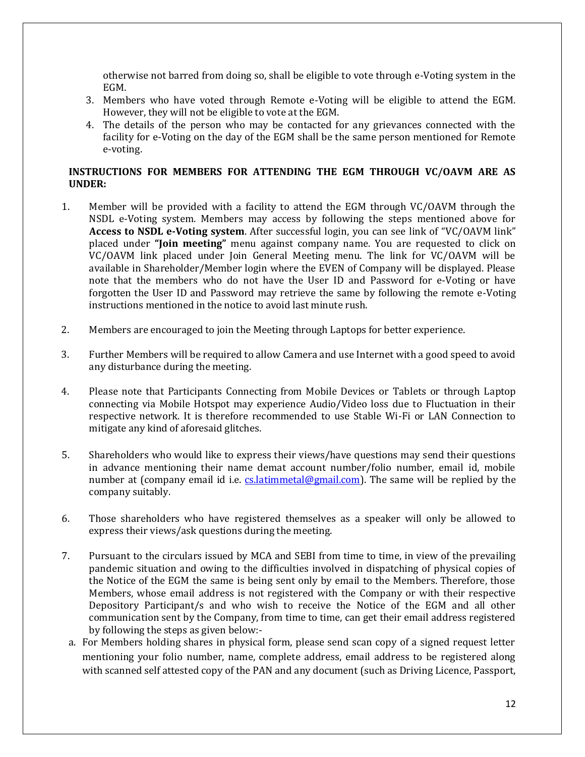otherwise not barred from doing so, shall be eligible to vote through e-Voting system in the EGM.

3. Members who have voted through Remote e-Voting will be eligible to attend the EGM. However, they will not be eligible to vote at the EGM.
4. The details of the person who may be contacted for any grievances connected with the facility for e-Voting on the day of the EGM shall be the same person mentioned for Remote e-voting.

**INSTRUCTIONS FOR MEMBERS FOR ATTENDING THE EGM THROUGH VC/OAVM ARE AS UNDER:**

1. Member will be provided with a facility to attend the EGM through VC/OAVM through the NSDL e-Voting system. Members may access by following the steps mentioned above for **Access to NSDL e-Voting system**. After successful login, you can see link of "VC/OAVM link" placed under **"Join meeting"** menu against company name. You are requested to click on VC/OAVM link placed under Join General Meeting menu. The link for VC/OAVM will be available in Shareholder/Member login where the EVEN of Company will be displayed. Please note that the members who do not have the User ID and Password for e-Voting or have forgotten the User ID and Password may retrieve the same by following the remote e-Voting instructions mentioned in the notice to avoid last minute rush.

2. Members are encouraged to join the Meeting through Laptops for better experience.

3. Further Members will be required to allow Camera and use Internet with a good speed to avoid any disturbance during the meeting.

4. Please note that Participants Connecting from Mobile Devices or Tablets or through Laptop connecting via Mobile Hotspot may experience Audio/Video loss due to Fluctuation in their respective network. It is therefore recommended to use Stable Wi-Fi or LAN Connection to mitigate any kind of aforesaid glitches.

5. Shareholders who would like to express their views/have questions may send their questions in advance mentioning their name demat account number/folio number, email id, mobile number at (company email id i.e. cs.latimmetal@gmail.com). The same will be replied by the company suitably.

6. Those shareholders who have registered themselves as a speaker will only be allowed to express their views/ask questions during the meeting.

7. Pursuant to the circulars issued by MCA and SEBI from time to time, in view of the prevailing pandemic situation and owing to the difficulties involved in dispatching of physical copies of the Notice of the EGM the same is being sent only by email to the Members. Therefore, those Members, whose email address is not registered with the Company or with their respective Depository Participant/s and who wish to receive the Notice of the EGM and all other communication sent by the Company, from time to time, can get their email address registered by following the steps as given below:-

   a. For Members holding shares in physical form, please send scan copy of a signed request letter mentioning your folio number, name, complete address, email address to be registered along with scanned self attested copy of the PAN and any document (such as Driving Licence, Passport,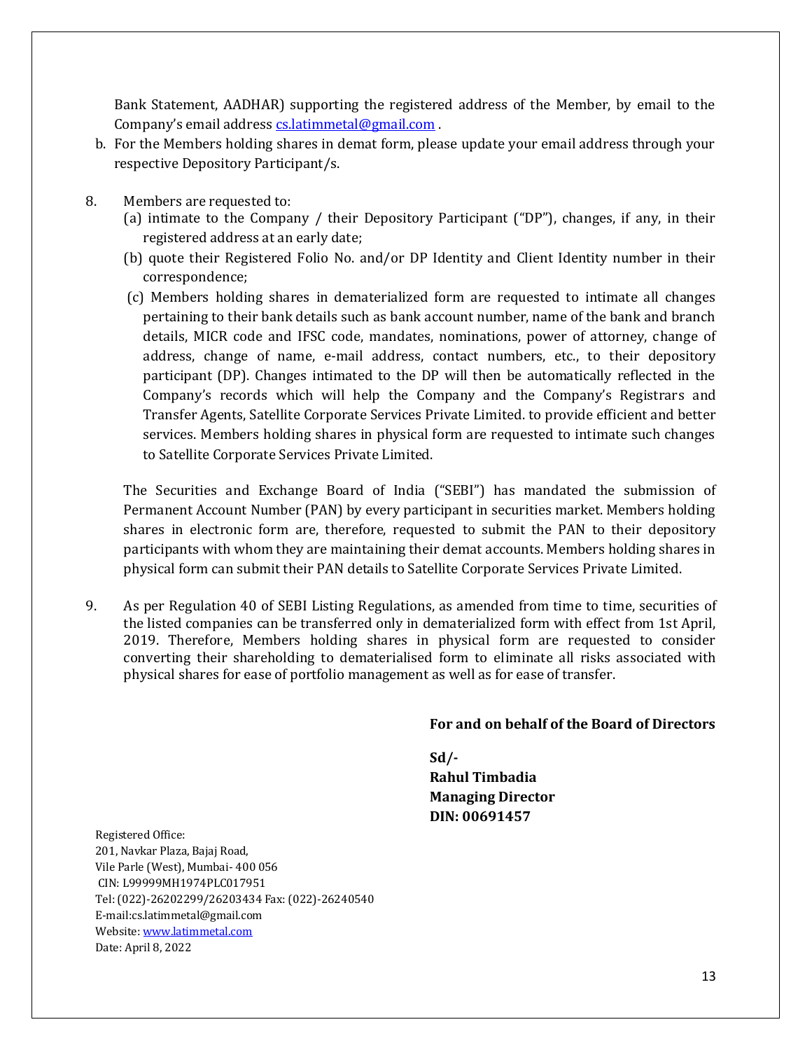Bank Statement, AADHAR) supporting the registered address of the Member, by email to the Company's email address [cs.latimmetal@gmail.com](mailto:cs.latimmetal@gmail.com) .

b. For the Members holding shares in demat form, please update your email address through your respective Depository Participant/s.

8. Members are requested to:
   (a) intimate to the Company / their Depository Participant ("DP"), changes, if any, in their registered address at an early date;
   (b) quote their Registered Folio No. and/or DP Identity and Client Identity number in their correspondence;
   (c) Members holding shares in dematerialized form are requested to intimate all changes pertaining to their bank details such as bank account number, name of the bank and branch details, MICR code and IFSC code, mandates, nominations, power of attorney, change of address, change of name, e-mail address, contact numbers, etc., to their depository participant (DP). Changes intimated to the DP will then be automatically reflected in the Company's records which will help the Company and the Company's Registrars and Transfer Agents, Satellite Corporate Services Private Limited. to provide efficient and better services. Members holding shares in physical form are requested to intimate such changes to Satellite Corporate Services Private Limited.

   The Securities and Exchange Board of India ("SEBI") has mandated the submission of Permanent Account Number (PAN) by every participant in securities market. Members holding shares in electronic form are, therefore, requested to submit the PAN to their depository participants with whom they are maintaining their demat accounts. Members holding shares in physical form can submit their PAN details to Satellite Corporate Services Private Limited.

9. As per Regulation 40 of SEBI Listing Regulations, as amended from time to time, securities of the listed companies can be transferred only in dematerialized form with effect from 1st April, 2019. Therefore, Members holding shares in physical form are requested to consider converting their shareholding to dematerialised form to eliminate all risks associated with physical shares for ease of portfolio management as well as for ease of transfer.

**For and on behalf of the Board of Directors**

**Sd/-**
**Rahul Timbadia**
**Managing Director**
**DIN: 00691457**

Registered Office:
201, Navkar Plaza, Bajaj Road,
Vile Parle (West), Mumbai- 400 056
CIN: L99999MH1974PLC017951
Tel: (022)-26202299/26203434 Fax: (022)-26240540
E-mail:cs.latimmetal@gmail.com
Website: [www.latimmetal.com](http://www.latimmetal.com)
Date: April 8, 2022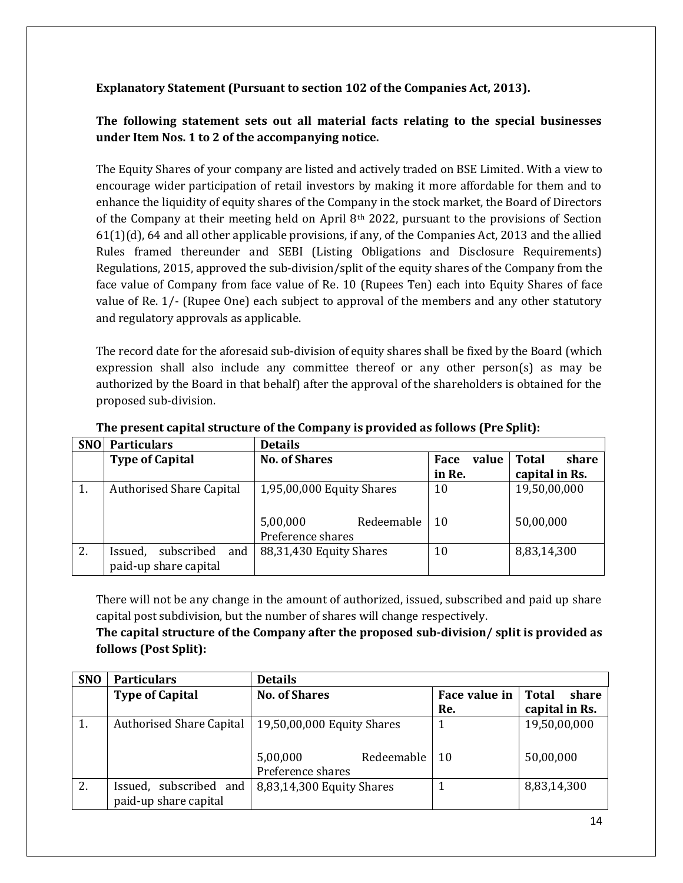**Explanatory Statement (Pursuant to section 102 of the Companies Act, 2013).**

**The following statement sets out all material facts relating to the special businesses under Item Nos. 1 to 2 of the accompanying notice.**

The Equity Shares of your company are listed and actively traded on BSE Limited. With a view to encourage wider participation of retail investors by making it more affordable for them and to enhance the liquidity of equity shares of the Company in the stock market, the Board of Directors of the Company at their meeting held on April 8th 2022, pursuant to the provisions of Section 61(1)(d), 64 and all other applicable provisions, if any, of the Companies Act, 2013 and the allied Rules framed thereunder and SEBI (Listing Obligations and Disclosure Requirements) Regulations, 2015, approved the sub-division/split of the equity shares of the Company from the face value of Company from face value of Re. 10 (Rupees Ten) each into Equity Shares of face value of Re. 1/- (Rupee One) each subject to approval of the members and any other statutory and regulatory approvals as applicable.

The record date for the aforesaid sub-division of equity shares shall be fixed by the Board (which expression shall also include any committee thereof or any other person(s) as may be authorized by the Board in that behalf) after the approval of the shareholders is obtained for the proposed sub-division.

**The present capital structure of the Company is provided as follows (Pre Split):**

| SNO | Particulars | Details | | |
|---|---|---|---|---|
| | **Type of Capital** | **No. of Shares** | **Face value in Re.** | **Total share capital in Rs.** |
| 1. | Authorised Share Capital | 1,95,00,000 Equity Shares | 10 | 19,50,00,000 |
| | | 5,00,000 Redeemable Preference shares | 10 | 50,00,000 |
| 2. | Issued, subscribed and paid-up share capital | 88,31,430 Equity Shares | 10 | 8,83,14,300 |

There will not be any change in the amount of authorized, issued, subscribed and paid up share capital post subdivision, but the number of shares will change respectively.

**The capital structure of the Company after the proposed sub-division/ split is provided as follows (Post Split):**

| SNO | Particulars | Details | | |
|---|---|---|---|---|
| | **Type of Capital** | **No. of Shares** | **Face value in Re.** | **Total share capital in Rs.** |
| 1. | Authorised Share Capital | 19,50,00,000 Equity Shares | 1 | 19,50,00,000 |
| | | 5,00,000 Redeemable Preference shares | 10 | 50,00,000 |
| 2. | Issued, subscribed and paid-up share capital | 8,83,14,300 Equity Shares | 1 | 8,83,14,300 |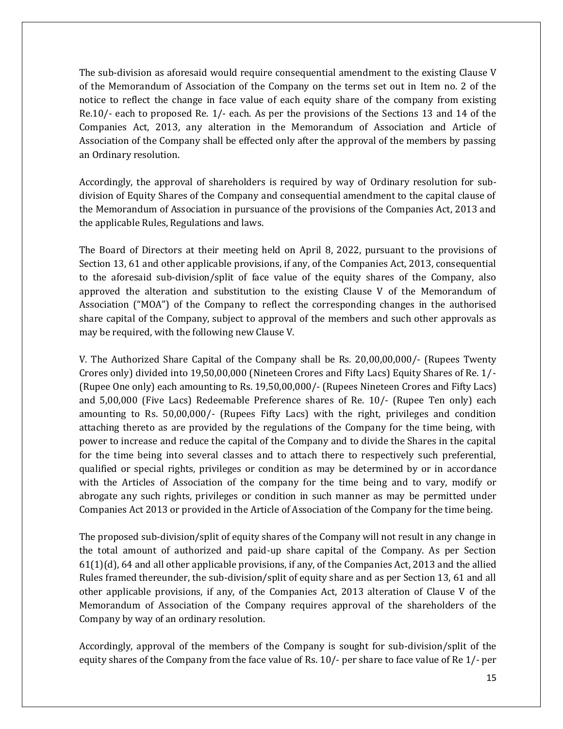The sub-division as aforesaid would require consequential amendment to the existing Clause V of the Memorandum of Association of the Company on the terms set out in Item no. 2 of the notice to reflect the change in face value of each equity share of the company from existing Re.10/- each to proposed Re. 1/- each. As per the provisions of the Sections 13 and 14 of the Companies Act, 2013, any alteration in the Memorandum of Association and Article of Association of the Company shall be effected only after the approval of the members by passing an Ordinary resolution.

Accordingly, the approval of shareholders is required by way of Ordinary resolution for sub-division of Equity Shares of the Company and consequential amendment to the capital clause of the Memorandum of Association in pursuance of the provisions of the Companies Act, 2013 and the applicable Rules, Regulations and laws.

The Board of Directors at their meeting held on April 8, 2022, pursuant to the provisions of Section 13, 61 and other applicable provisions, if any, of the Companies Act, 2013, consequential to the aforesaid sub-division/split of face value of the equity shares of the Company, also approved the alteration and substitution to the existing Clause V of the Memorandum of Association ("MOA") of the Company to reflect the corresponding changes in the authorised share capital of the Company, subject to approval of the members and such other approvals as may be required, with the following new Clause V.

V. The Authorized Share Capital of the Company shall be Rs. 20,00,00,000/- (Rupees Twenty Crores only) divided into 19,50,00,000 (Nineteen Crores and Fifty Lacs) Equity Shares of Re. 1/- (Rupee One only) each amounting to Rs. 19,50,00,000/- (Rupees Nineteen Crores and Fifty Lacs) and 5,00,000 (Five Lacs) Redeemable Preference shares of Re. 10/- (Rupee Ten only) each amounting to Rs. 50,00,000/- (Rupees Fifty Lacs) with the right, privileges and condition attaching thereto as are provided by the regulations of the Company for the time being, with power to increase and reduce the capital of the Company and to divide the Shares in the capital for the time being into several classes and to attach there to respectively such preferential, qualified or special rights, privileges or condition as may be determined by or in accordance with the Articles of Association of the company for the time being and to vary, modify or abrogate any such rights, privileges or condition in such manner as may be permitted under Companies Act 2013 or provided in the Article of Association of the Company for the time being.

The proposed sub-division/split of equity shares of the Company will not result in any change in the total amount of authorized and paid-up share capital of the Company. As per Section 61(1)(d), 64 and all other applicable provisions, if any, of the Companies Act, 2013 and the allied Rules framed thereunder, the sub-division/split of equity share and as per Section 13, 61 and all other applicable provisions, if any, of the Companies Act, 2013 alteration of Clause V of the Memorandum of Association of the Company requires approval of the shareholders of the Company by way of an ordinary resolution.

Accordingly, approval of the members of the Company is sought for sub-division/split of the equity shares of the Company from the face value of Rs. 10/- per share to face value of Re 1/- per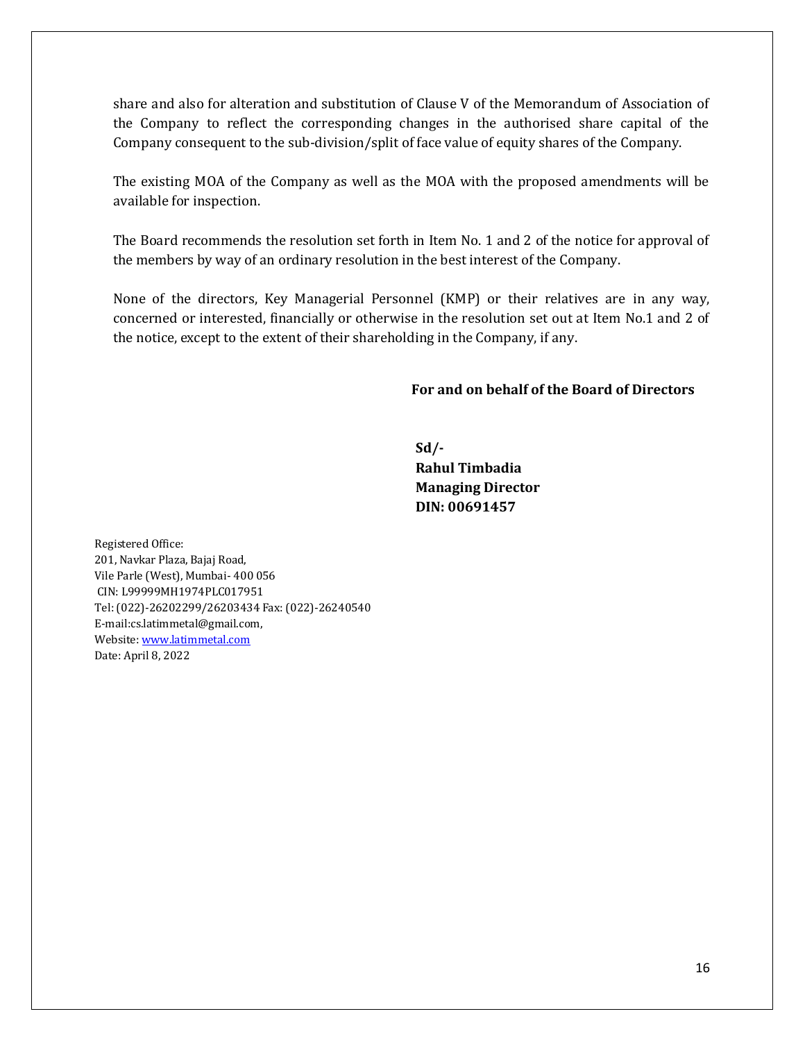share and also for alteration and substitution of Clause V of the Memorandum of Association of the Company to reflect the corresponding changes in the authorised share capital of the Company consequent to the sub-division/split of face value of equity shares of the Company.

The existing MOA of the Company as well as the MOA with the proposed amendments will be available for inspection.

The Board recommends the resolution set forth in Item No. 1 and 2 of the notice for approval of the members by way of an ordinary resolution in the best interest of the Company.

None of the directors, Key Managerial Personnel (KMP) or their relatives are in any way, concerned or interested, financially or otherwise in the resolution set out at Item No.1 and 2 of the notice, except to the extent of their shareholding in the Company, if any.

**For and on behalf of the Board of Directors**

**Sd/-**
**Rahul Timbadia**
**Managing Director**
**DIN: 00691457**

Registered Office:
201, Navkar Plaza, Bajaj Road,
Vile Parle (West), Mumbai- 400 056
CIN: L99999MH1974PLC017951
Tel: (022)-26202299/26203434 Fax: (022)-26240540
E-mail:cs.latimmetal@gmail.com,
Website: www.latimmetal.com
Date: April 8, 2022